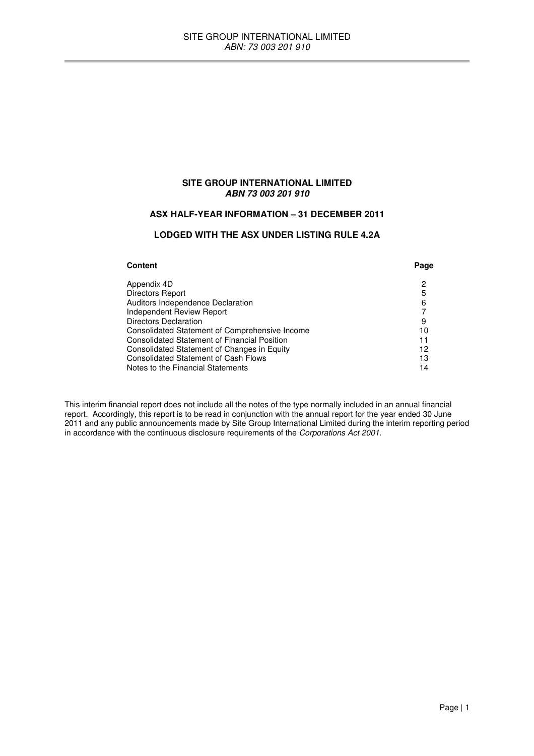# SITE GROUP INTERNATIONAL LIMITED
## *ABN 73 003 201 910*

## ASX HALF-YEAR INFORMATION – 31 DECEMBER 2011

## LODGED WITH THE ASX UNDER LISTING RULE 4.2A

| **Content** | **Page** |
|---|---|
| Appendix 4D | 2 |
| Directors Report | 5 |
| Auditors Independence Declaration | 6 |
| Independent Review Report | 7 |
| Directors Declaration | 9 |
| Consolidated Statement of Comprehensive Income | 10 |
| Consolidated Statement of Financial Position | 11 |
| Consolidated Statement of Changes in Equity | 12 |
| Consolidated Statement of Cash Flows | 13 |
| Notes to the Financial Statements | 14 |

This interim financial report does not include all the notes of the type normally included in an annual financial report. Accordingly, this report is to be read in conjunction with the annual report for the year ended 30 June 2011 and any public announcements made by Site Group International Limited during the interim reporting period in accordance with the continuous disclosure requirements of the *Corporations Act 2001*.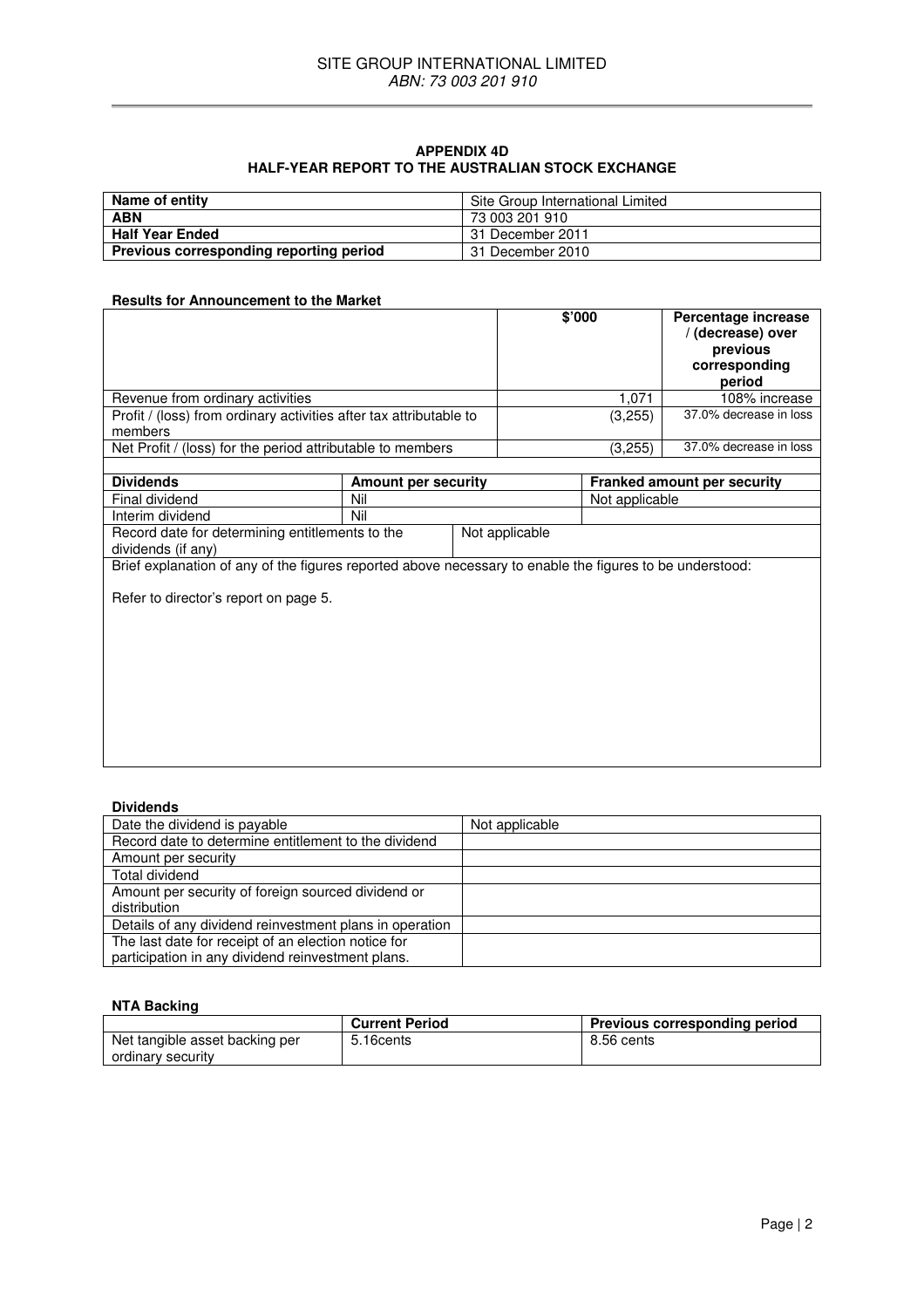# APPENDIX 4D
## HALF-YEAR REPORT TO THE AUSTRALIAN STOCK EXCHANGE

| Name of entity | Site Group International Limited |
|---|---|
| **ABN** | 73 003 201 910 |
| **Half Year Ended** | 31 December 2011 |
| **Previous corresponding reporting period** | 31 December 2010 |

### Results for Announcement to the Market

| | $'000 | Percentage increase / (decrease) over previous corresponding period |
|---|---|---|
| Revenue from ordinary activities | 1,071 | 108% increase |
| Profit / (loss) from ordinary activities after tax attributable to members | (3,255) | 37.0% decrease in loss |
| Net Profit / (loss) for the period attributable to members | (3,255) | 37.0% decrease in loss |

| Dividends | Amount per security | Franked amount per security |
|---|---|---|
| Final dividend | Nil | Not applicable |
| Interim dividend | Nil | |
| Record date for determining entitlements to the dividends (if any) | Not applicable | |

Brief explanation of any of the figures reported above necessary to enable the figures to be understood:

Refer to director's report on page 5.

### Dividends

| Date the dividend is payable | Not applicable |
|---|---|
| Record date to determine entitlement to the dividend | |
| Amount per security | |
| Total dividend | |
| Amount per security of foreign sourced dividend or distribution | |
| Details of any dividend reinvestment plans in operation | |
| The last date for receipt of an election notice for participation in any dividend reinvestment plans. | |

### NTA Backing

| | Current Period | Previous corresponding period |
|---|---|---|
| Net tangible asset backing per ordinary security | 5.16cents | 8.56 cents |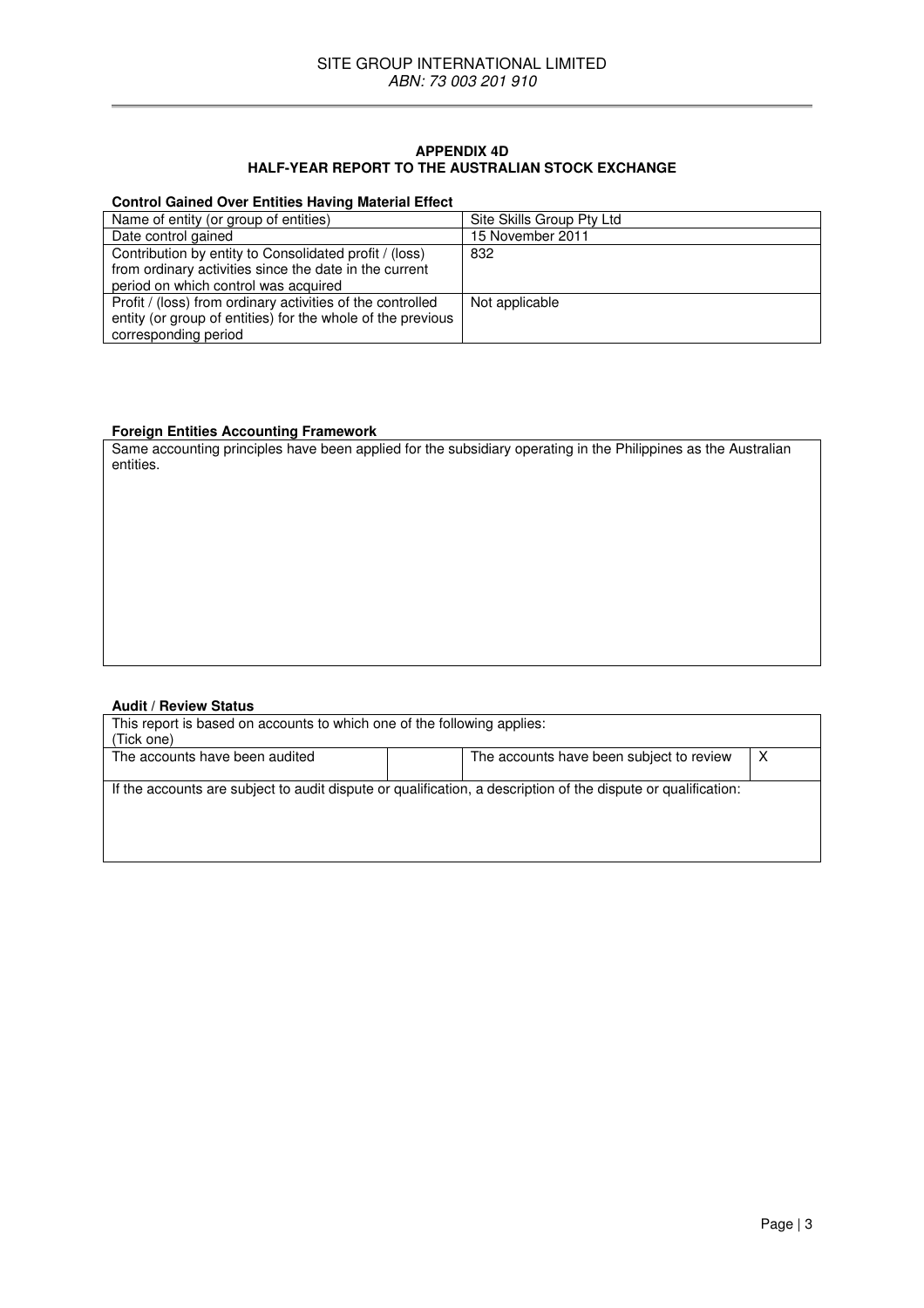### APPENDIX 4D
### HALF-YEAR REPORT TO THE AUSTRALIAN STOCK EXCHANGE

**Control Gained Over Entities Having Material Effect**

| Name of entity (or group of entities) | Site Skills Group Pty Ltd |
|---|---|
| Date control gained | 15 November 2011 |
| Contribution by entity to Consolidated profit / (loss) from ordinary activities since the date in the current period on which control was acquired | 832 |
| Profit / (loss) from ordinary activities of the controlled entity (or group of entities) for the whole of the previous corresponding period | Not applicable |

**Foreign Entities Accounting Framework**

Same accounting principles have been applied for the subsidiary operating in the Philippines as the Australian entities.

**Audit / Review Status**

| This report is based on accounts to which one of the following applies: (Tick one) | | | |
|---|---|---|---|
| The accounts have been audited | | The accounts have been subject to review | X |
| If the accounts are subject to audit dispute or qualification, a description of the dispute or qualification: | | | |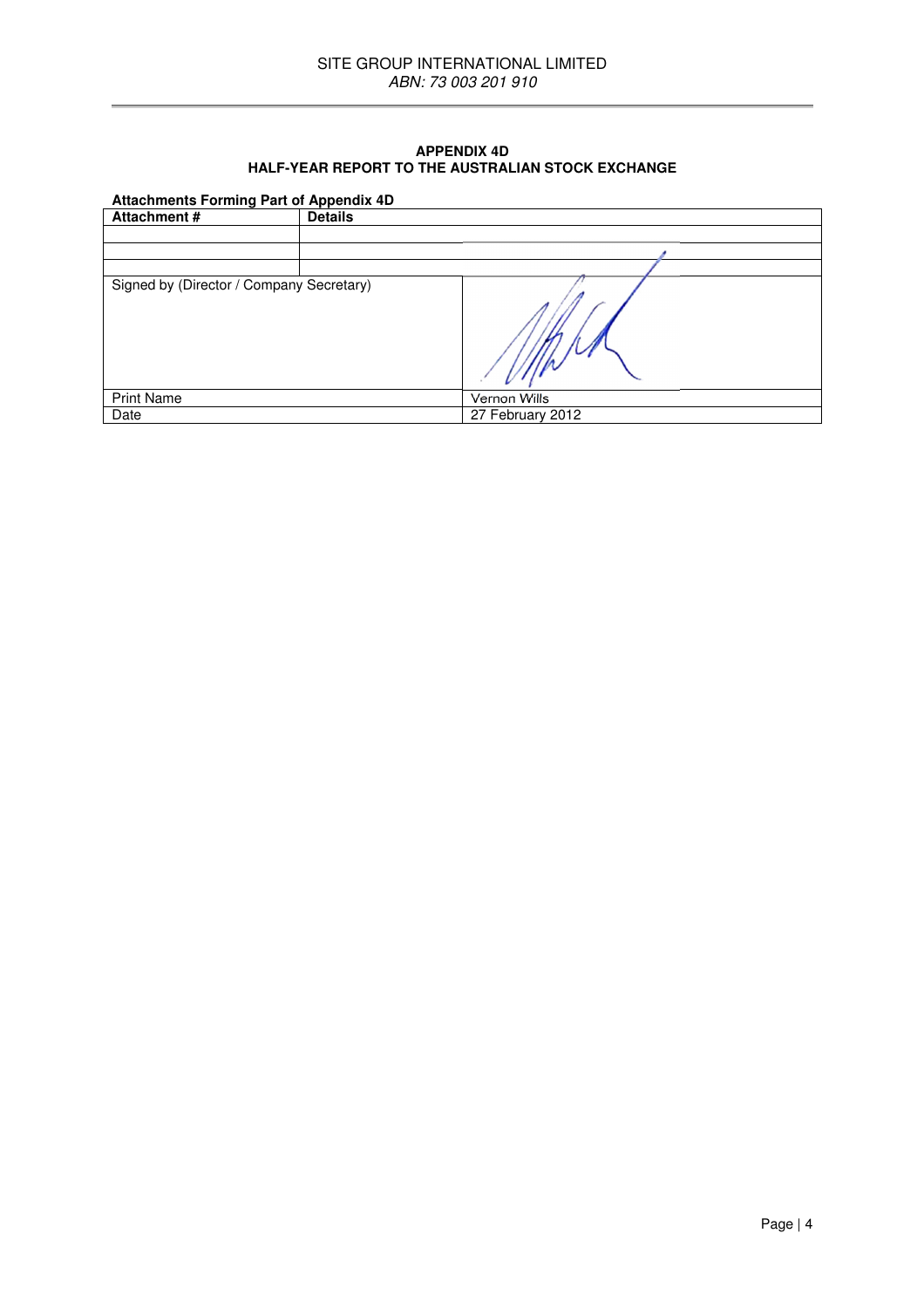**APPENDIX 4D**
**HALF-YEAR REPORT TO THE AUSTRALIAN STOCK EXCHANGE**

**Attachments Forming Part of Appendix 4D**

| Attachment # | Details |
|---|---|
| | |
| | |
| | |

| | |
|---|---|
| Signed by (Director / Company Secretary) | |
| Print Name | Vernon Wills |
| Date | 27 February 2012 |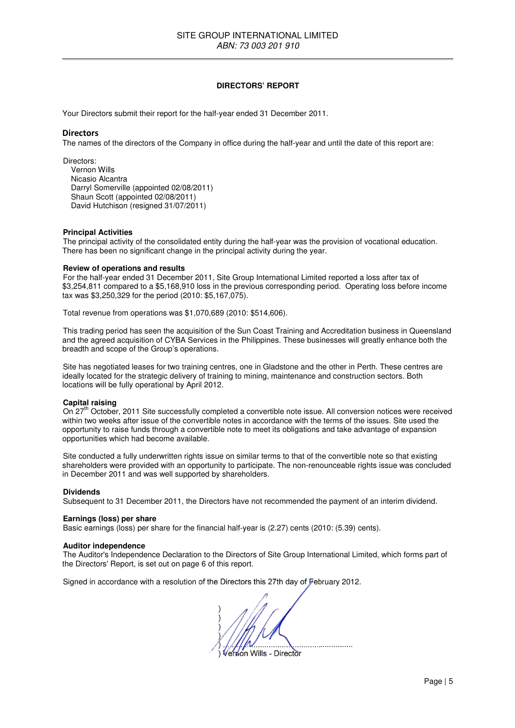SITE GROUP INTERNATIONAL LIMITED
*ABN: 73 003 201 910*

# DIRECTORS' REPORT

Your Directors submit their report for the half-year ended 31 December 2011.

## Directors

The names of the directors of the Company in office during the half-year and until the date of this report are:

Directors:
- Vernon Wills
- Nicasio Alcantra
- Darryl Somerville (appointed 02/08/2011)
- Shaun Scott (appointed 02/08/2011)
- David Hutchison (resigned 31/07/2011)

**Principal Activities**

The principal activity of the consolidated entity during the half-year was the provision of vocational education. There has been no significant change in the principal activity during the year.

**Review of operations and results**

For the half-year ended 31 December 2011, Site Group International Limited reported a loss after tax of $3,254,811 compared to a $5,168,910 loss in the previous corresponding period. Operating loss before income tax was $3,250,329 for the period (2010: $5,167,075).

Total revenue from operations was $1,070,689 (2010: $514,606).

This trading period has seen the acquisition of the Sun Coast Training and Accreditation business in Queensland and the agreed acquisition of CYBA Services in the Philippines. These businesses will greatly enhance both the breadth and scope of the Group's operations.

Site has negotiated leases for two training centres, one in Gladstone and the other in Perth. These centres are ideally located for the strategic delivery of training to mining, maintenance and construction sectors. Both locations will be fully operational by April 2012.

**Capital raising**

On 27th October, 2011 Site successfully completed a convertible note issue. All conversion notices were received within two weeks after issue of the convertible notes in accordance with the terms of the issues. Site used the opportunity to raise funds through a convertible note to meet its obligations and take advantage of expansion opportunities which had become available.

Site conducted a fully underwritten rights issue on similar terms to that of the convertible note so that existing shareholders were provided with an opportunity to participate. The non-renounceable rights issue was concluded in December 2011 and was well supported by shareholders.

**Dividends**

Subsequent to 31 December 2011, the Directors have not recommended the payment of an interim dividend.

**Earnings (loss) per share**

Basic earnings (loss) per share for the financial half-year is (2.27) cents (2010: (5.39) cents).

**Auditor independence**

The Auditor's Independence Declaration to the Directors of Site Group International Limited, which forms part of the Directors' Report, is set out on page 6 of this report.

Signed in accordance with a resolution of the Directors this 27th day of February 2012.

Vernon Wills - Director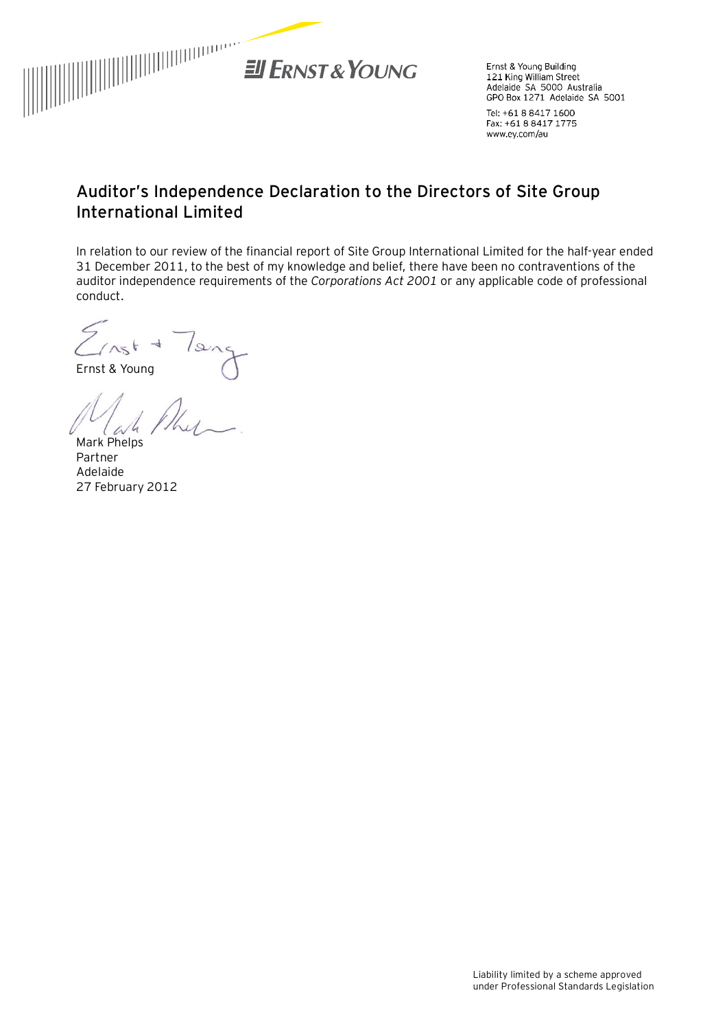Ernst & Young Building
121 King William Street
Adelaide SA 5000 Australia
GPO Box 1271 Adelaide SA 5001

Tel: +61 8 8417 1600
Fax: +61 8 8417 1775
www.ey.com/au

## Auditor's Independence Declaration to the Directors of Site Group International Limited

In relation to our review of the financial report of Site Group International Limited for the half-year ended 31 December 2011, to the best of my knowledge and belief, there have been no contraventions of the auditor independence requirements of the *Corporations Act 2001* or any applicable code of professional conduct.

Ernst & Young

Mark Phelps
Partner
Adelaide
27 February 2012

Liability limited by a scheme approved under Professional Standards Legislation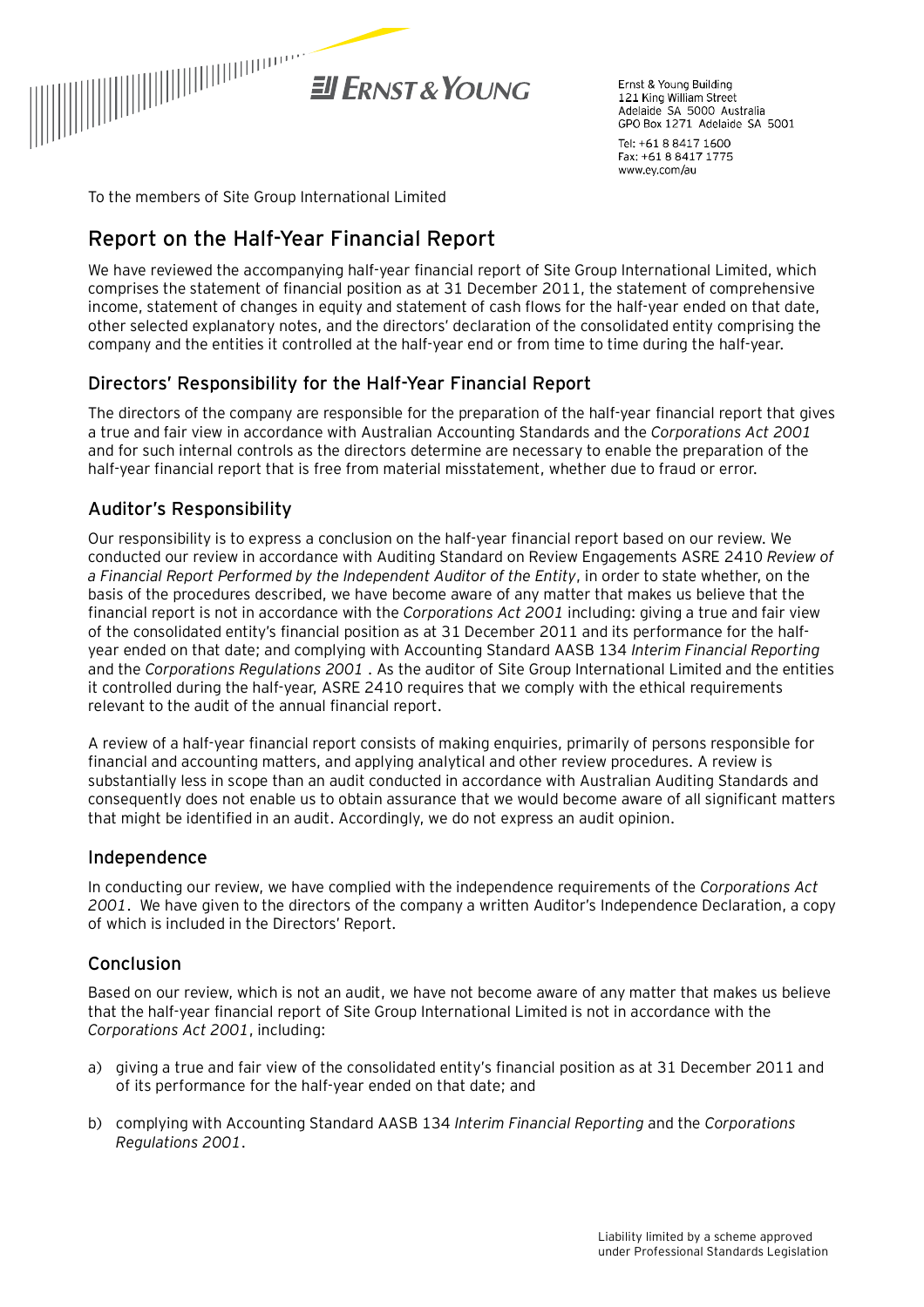Ernst & Young Building
121 King William Street
Adelaide SA 5000 Australia
GPO Box 1271 Adelaide SA 5001

Tel: +61 8 8417 1600
Fax: +61 8 8417 1775
www.ey.com/au

To the members of Site Group International Limited

## Report on the Half-Year Financial Report

We have reviewed the accompanying half-year financial report of Site Group International Limited, which comprises the statement of financial position as at 31 December 2011, the statement of comprehensive income, statement of changes in equity and statement of cash flows for the half-year ended on that date, other selected explanatory notes, and the directors' declaration of the consolidated entity comprising the company and the entities it controlled at the half-year end or from time to time during the half-year.

### Directors' Responsibility for the Half-Year Financial Report

The directors of the company are responsible for the preparation of the half-year financial report that gives a true and fair view in accordance with Australian Accounting Standards and the *Corporations Act 2001* and for such internal controls as the directors determine are necessary to enable the preparation of the half-year financial report that is free from material misstatement, whether due to fraud or error.

### Auditor's Responsibility

Our responsibility is to express a conclusion on the half-year financial report based on our review. We conducted our review in accordance with Auditing Standard on Review Engagements ASRE 2410 *Review of a Financial Report Performed by the Independent Auditor of the Entity*, in order to state whether, on the basis of the procedures described, we have become aware of any matter that makes us believe that the financial report is not in accordance with the *Corporations Act 2001* including: giving a true and fair view of the consolidated entity's financial position as at 31 December 2011 and its performance for the half-year ended on that date; and complying with Accounting Standard AASB 134 *Interim Financial Reporting* and the *Corporations Regulations 2001* . As the auditor of Site Group International Limited and the entities it controlled during the half-year, ASRE 2410 requires that we comply with the ethical requirements relevant to the audit of the annual financial report.

A review of a half-year financial report consists of making enquiries, primarily of persons responsible for financial and accounting matters, and applying analytical and other review procedures. A review is substantially less in scope than an audit conducted in accordance with Australian Auditing Standards and consequently does not enable us to obtain assurance that we would become aware of all significant matters that might be identified in an audit. Accordingly, we do not express an audit opinion.

### Independence

In conducting our review, we have complied with the independence requirements of the *Corporations Act 2001*. We have given to the directors of the company a written Auditor's Independence Declaration, a copy of which is included in the Directors' Report.

### Conclusion

Based on our review, which is not an audit, we have not become aware of any matter that makes us believe that the half-year financial report of Site Group International Limited is not in accordance with the *Corporations Act 2001*, including:

a) giving a true and fair view of the consolidated entity's financial position as at 31 December 2011 and of its performance for the half-year ended on that date; and

b) complying with Accounting Standard AASB 134 *Interim Financial Reporting* and the *Corporations Regulations 2001*.

Liability limited by a scheme approved under Professional Standards Legislation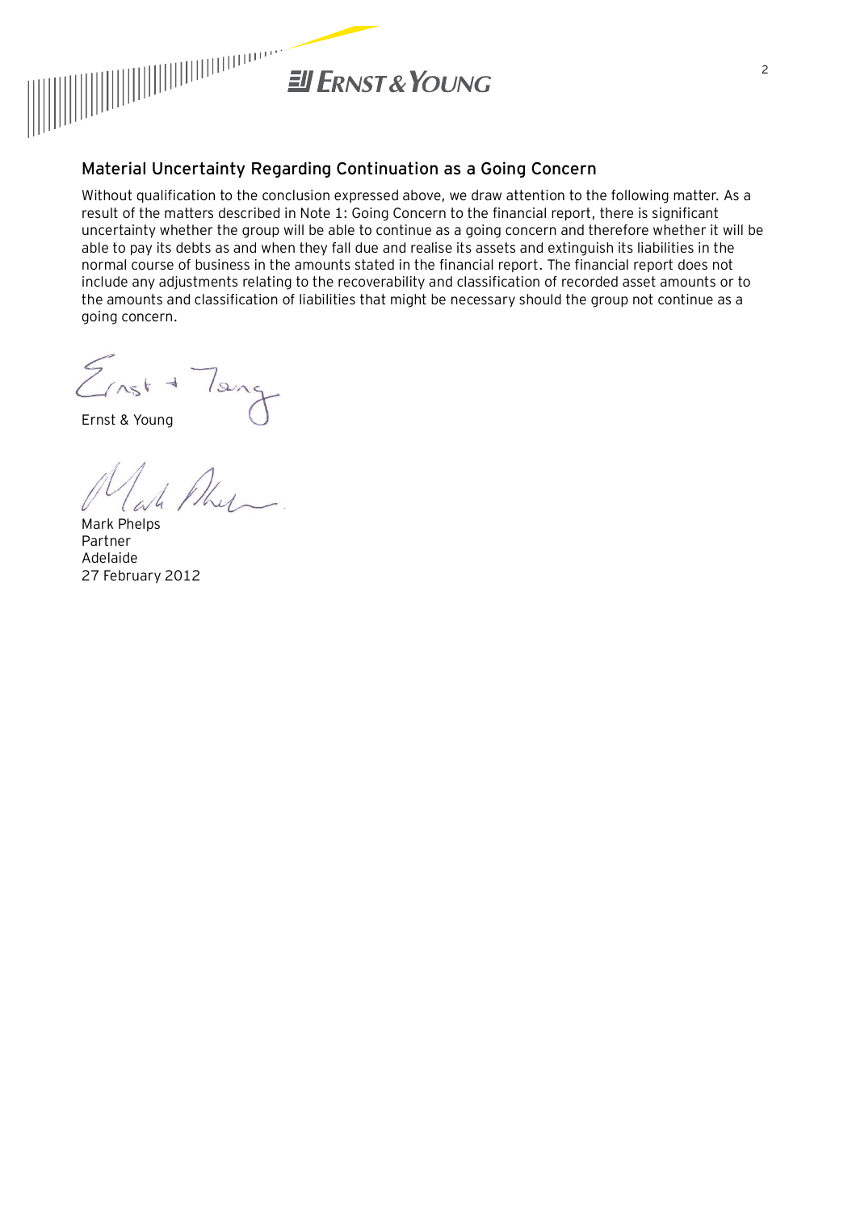## Material Uncertainty Regarding Continuation as a Going Concern

Without qualification to the conclusion expressed above, we draw attention to the following matter. As a result of the matters described in Note 1: Going Concern to the financial report, there is significant uncertainty whether the group will be able to continue as a going concern and therefore whether it will be able to pay its debts as and when they fall due and realise its assets and extinguish its liabilities in the normal course of business in the amounts stated in the financial report. The financial report does not include any adjustments relating to the recoverability and classification of recorded asset amounts or to the amounts and classification of liabilities that might be necessary should the group not continue as a going concern.

Ernst & Young

Mark Phelps
Partner
Adelaide
27 February 2012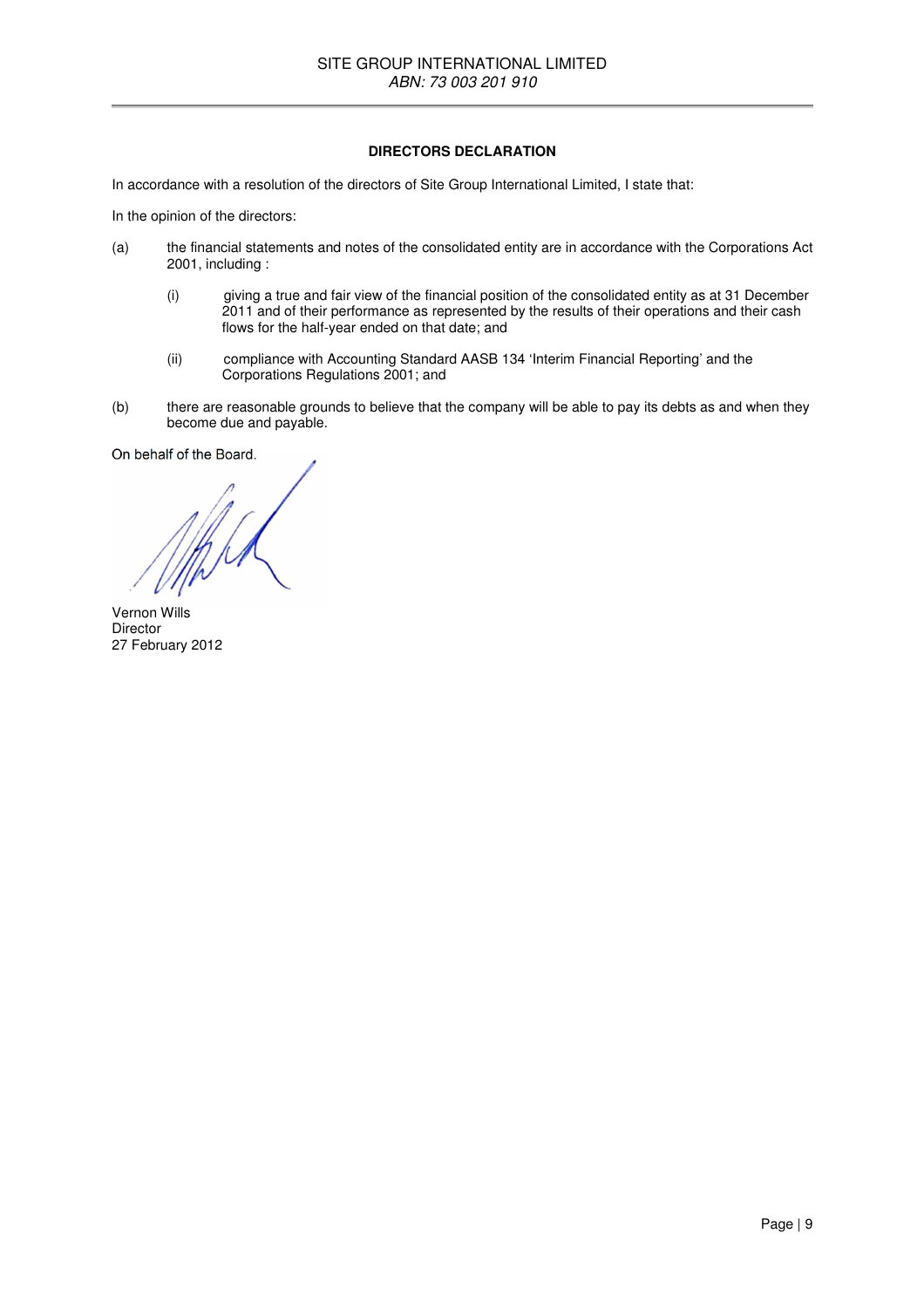## DIRECTORS DECLARATION

In accordance with a resolution of the directors of Site Group International Limited, I state that:

In the opinion of the directors:

(a) the financial statements and notes of the consolidated entity are in accordance with the Corporations Act 2001, including :

  (i) giving a true and fair view of the financial position of the consolidated entity as at 31 December 2011 and of their performance as represented by the results of their operations and their cash flows for the half-year ended on that date; and

  (ii) compliance with Accounting Standard AASB 134 'Interim Financial Reporting' and the Corporations Regulations 2001; and

(b) there are reasonable grounds to believe that the company will be able to pay its debts as and when they become due and payable.

On behalf of the Board.

Vernon Wills
Director
27 February 2012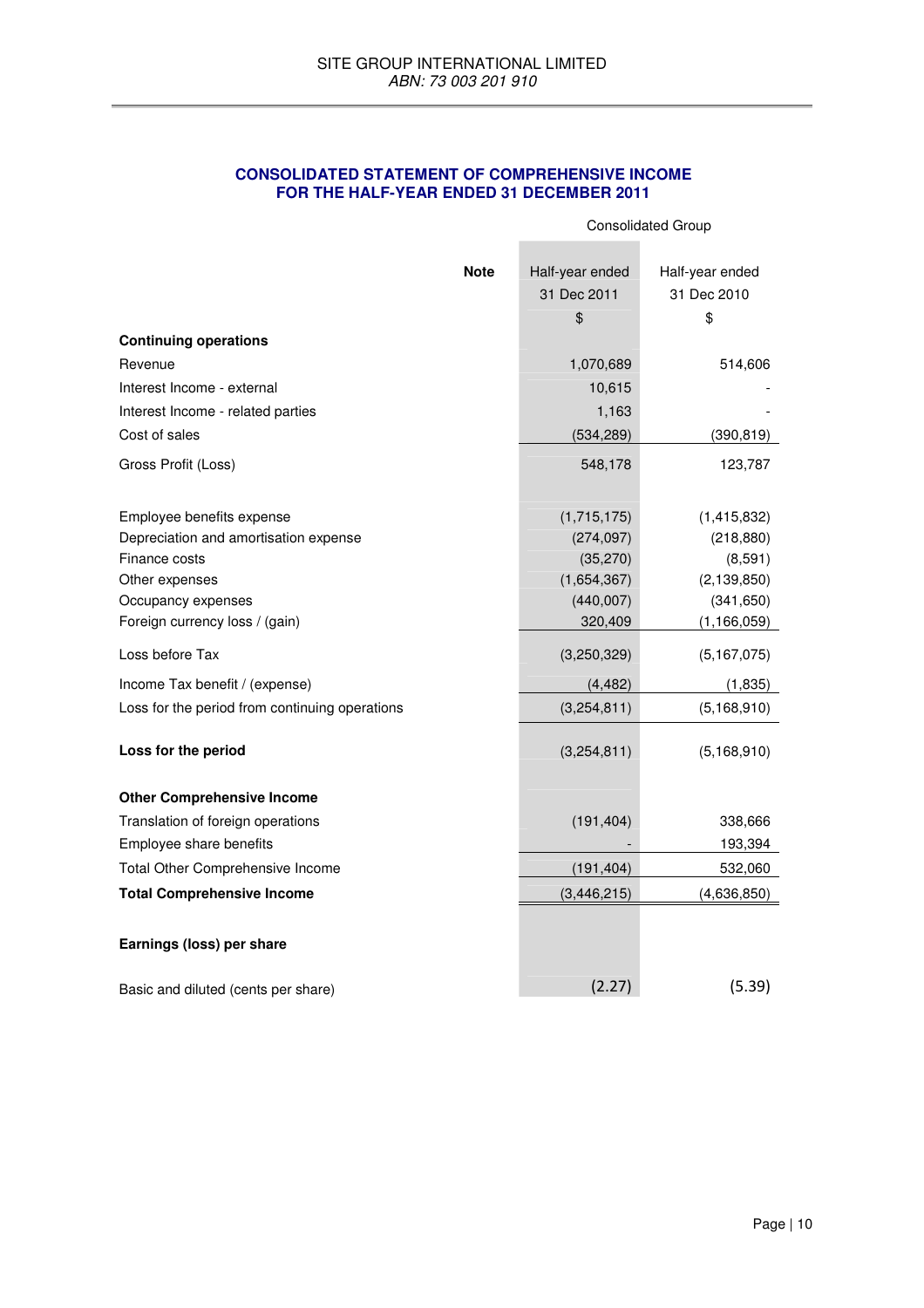SITE GROUP INTERNATIONAL LIMITED
*ABN: 73 003 201 910*

## CONSOLIDATED STATEMENT OF COMPREHENSIVE INCOME
## FOR THE HALF-YEAR ENDED 31 DECEMBER 2011

| | Note | Consolidated Group | |
|---|---|---|---|
| | | Half-year ended 31 Dec 2011 $ | Half-year ended 31 Dec 2010 $ |
| **Continuing operations** | | | |
| Revenue | | 1,070,689 | 514,606 |
| Interest Income - external | | 10,615 | - |
| Interest Income - related parties | | 1,163 | - |
| Cost of sales | | (534,289) | (390,819) |
| Gross Profit (Loss) | | 548,178 | 123,787 |
| | | | |
| Employee benefits expense | | (1,715,175) | (1,415,832) |
| Depreciation and amortisation expense | | (274,097) | (218,880) |
| Finance costs | | (35,270) | (8,591) |
| Other expenses | | (1,654,367) | (2,139,850) |
| Occupancy expenses | | (440,007) | (341,650) |
| Foreign currency loss / (gain) | | 320,409 | (1,166,059) |
| Loss before Tax | | (3,250,329) | (5,167,075) |
| Income Tax benefit / (expense) | | (4,482) | (1,835) |
| Loss for the period from continuing operations | | (3,254,811) | (5,168,910) |
| | | | |
| **Loss for the period** | | (3,254,811) | (5,168,910) |
| | | | |
| **Other Comprehensive Income** | | | |
| Translation of foreign operations | | (191,404) | 338,666 |
| Employee share benefits | | - | 193,394 |
| Total Other Comprehensive Income | | (191,404) | 532,060 |
| **Total Comprehensive Income** | | (3,446,215) | (4,636,850) |
| | | | |
| **Earnings (loss) per share** | | | |
| Basic and diluted (cents per share) | | (2.27) | (5.39) |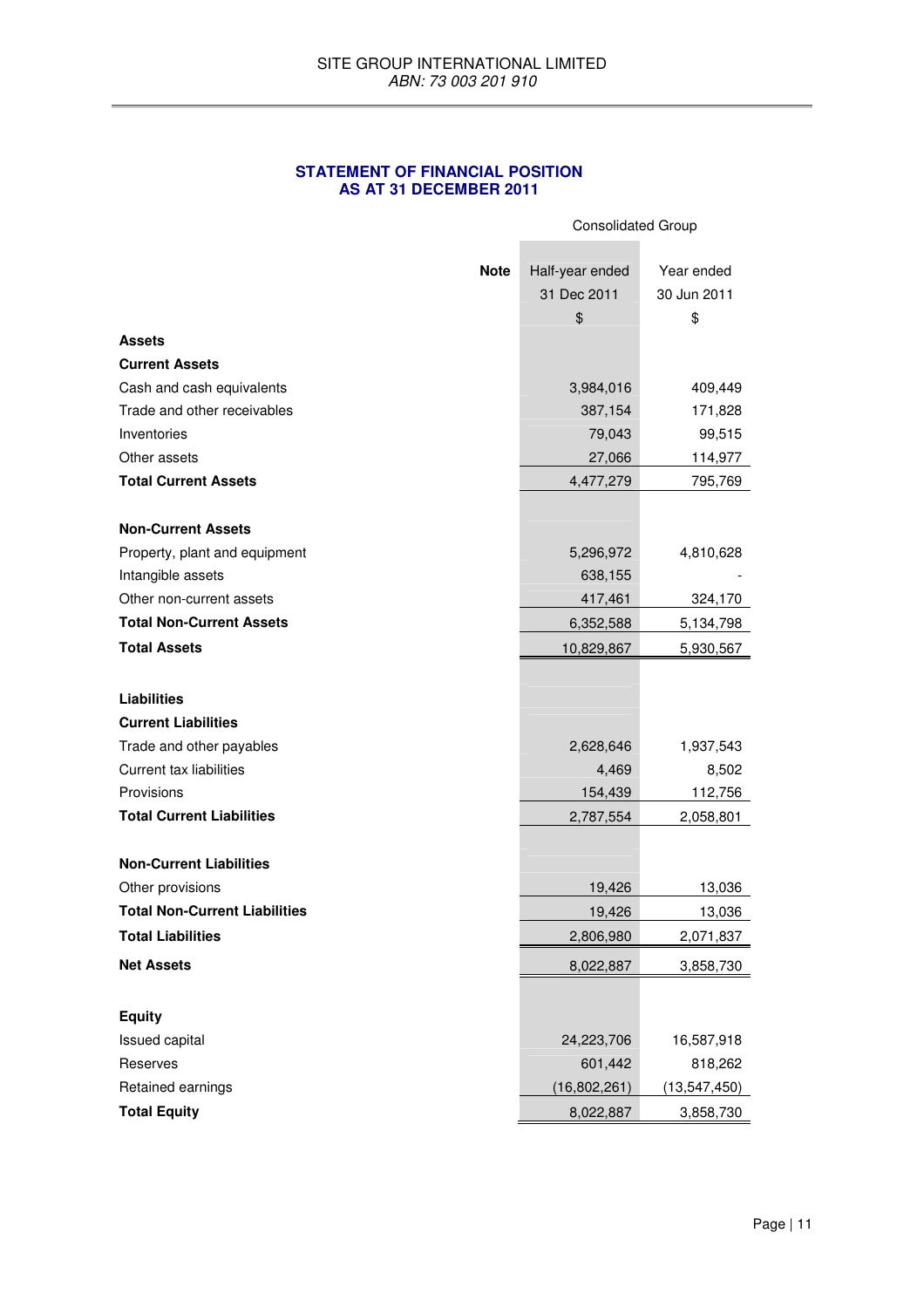SITE GROUP INTERNATIONAL LIMITED
*ABN: 73 003 201 910*

## STATEMENT OF FINANCIAL POSITION
## AS AT 31 DECEMBER 2011

| | Note | Consolidated Group | |
|---|---|---|---|
| | | Half-year ended 31 Dec 2011 $ | Year ended 30 Jun 2011 $ |
| **Assets** | | | |
| **Current Assets** | | | |
| Cash and cash equivalents | | 3,984,016 | 409,449 |
| Trade and other receivables | | 387,154 | 171,828 |
| Inventories | | 79,043 | 99,515 |
| Other assets | | 27,066 | 114,977 |
| **Total Current Assets** | | 4,477,279 | 795,769 |
| | | | |
| **Non-Current Assets** | | | |
| Property, plant and equipment | | 5,296,972 | 4,810,628 |
| Intangible assets | | 638,155 | - |
| Other non-current assets | | 417,461 | 324,170 |
| **Total Non-Current Assets** | | 6,352,588 | 5,134,798 |
| **Total Assets** | | 10,829,867 | 5,930,567 |
| | | | |
| **Liabilities** | | | |
| **Current Liabilities** | | | |
| Trade and other payables | | 2,628,646 | 1,937,543 |
| Current tax liabilities | | 4,469 | 8,502 |
| Provisions | | 154,439 | 112,756 |
| **Total Current Liabilities** | | 2,787,554 | 2,058,801 |
| | | | |
| **Non-Current Liabilities** | | | |
| Other provisions | | 19,426 | 13,036 |
| **Total Non-Current Liabilities** | | 19,426 | 13,036 |
| **Total Liabilities** | | 2,806,980 | 2,071,837 |
| **Net Assets** | | 8,022,887 | 3,858,730 |
| | | | |
| **Equity** | | | |
| Issued capital | | 24,223,706 | 16,587,918 |
| Reserves | | 601,442 | 818,262 |
| Retained earnings | | (16,802,261) | (13,547,450) |
| **Total Equity** | | 8,022,887 | 3,858,730 |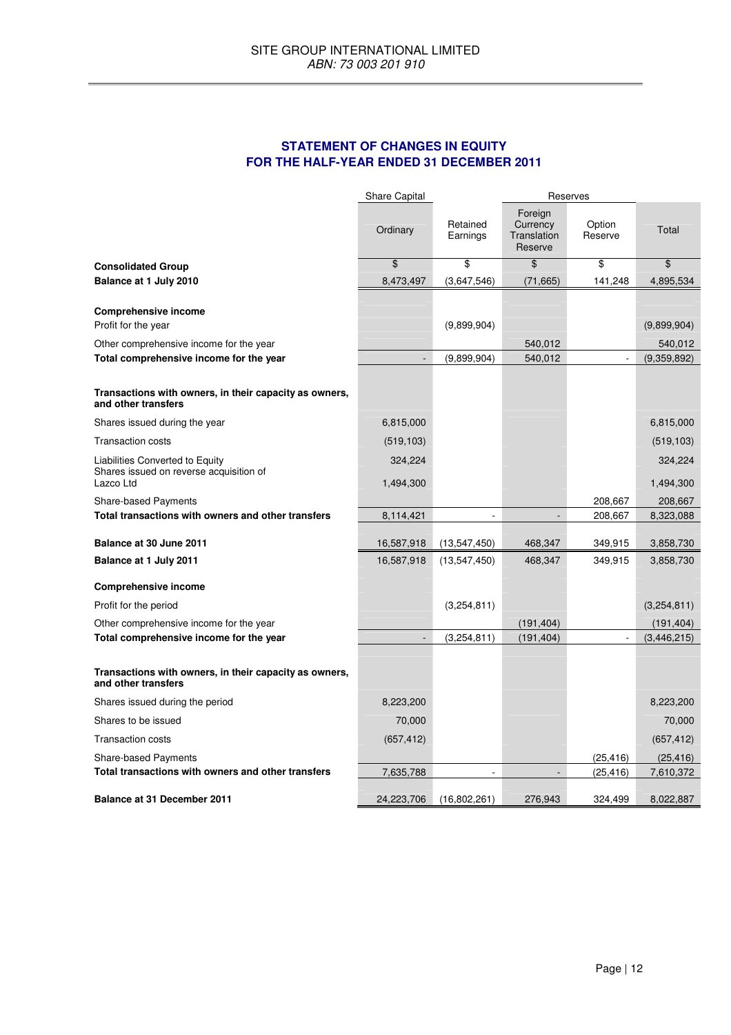SITE GROUP INTERNATIONAL LIMITED
*ABN: 73 003 201 910*

## STATEMENT OF CHANGES IN EQUITY
## FOR THE HALF-YEAR ENDED 31 DECEMBER 2011

| | Share Capital | | Reserves | | |
|---|---|---|---|---|---|
| | Ordinary | Retained Earnings | Foreign Currency Translation Reserve | Option Reserve | Total |
| **Consolidated Group** | $ | $ | $ | $ | $ |
| **Balance at 1 July 2010** | 8,473,497 | (3,647,546) | (71,665) | 141,248 | 4,895,534 |
| **Comprehensive income** | | | | | |
| Profit for the year | | (9,899,904) | | | (9,899,904) |
| Other comprehensive income for the year | | | 540,012 | | 540,012 |
| **Total comprehensive income for the year** | - | (9,899,904) | 540,012 | - | (9,359,892) |
| **Transactions with owners, in their capacity as owners, and other transfers** | | | | | |
| Shares issued during the year | 6,815,000 | | | | 6,815,000 |
| Transaction costs | (519,103) | | | | (519,103) |
| Liabilities Converted to Equity | 324,224 | | | | 324,224 |
| Shares issued on reverse acquisition of Lazco Ltd | 1,494,300 | | | | 1,494,300 |
| Share-based Payments | | | | 208,667 | 208,667 |
| **Total transactions with owners and other transfers** | 8,114,421 | - | - | 208,667 | 8,323,088 |
| **Balance at 30 June 2011** | 16,587,918 | (13,547,450) | 468,347 | 349,915 | 3,858,730 |
| **Balance at 1 July 2011** | 16,587,918 | (13,547,450) | 468,347 | 349,915 | 3,858,730 |
| **Comprehensive income** | | | | | |
| Profit for the period | | (3,254,811) | | | (3,254,811) |
| Other comprehensive income for the year | | | (191,404) | | (191,404) |
| **Total comprehensive income for the year** | - | (3,254,811) | (191,404) | - | (3,446,215) |
| **Transactions with owners, in their capacity as owners, and other transfers** | | | | | |
| Shares issued during the period | 8,223,200 | | | | 8,223,200 |
| Shares to be issued | 70,000 | | | | 70,000 |
| Transaction costs | (657,412) | | | | (657,412) |
| Share-based Payments | | | | (25,416) | (25,416) |
| **Total transactions with owners and other transfers** | 7,635,788 | - | - | (25,416) | 7,610,372 |
| **Balance at 31 December 2011** | 24,223,706 | (16,802,261) | 276,943 | 324,499 | 8,022,887 |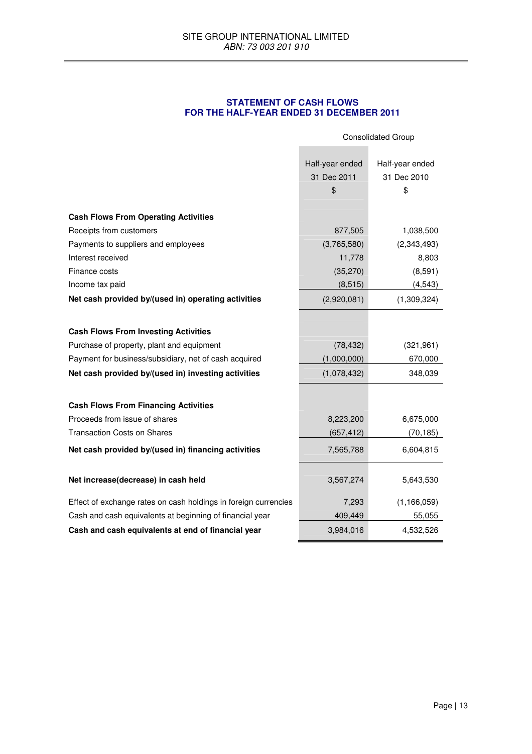SITE GROUP INTERNATIONAL LIMITED
*ABN: 73 003 201 910*

## STATEMENT OF CASH FLOWS
## FOR THE HALF-YEAR ENDED 31 DECEMBER 2011

| | Consolidated Group | |
|---|---|---|
| | Half-year ended 31 Dec 2011 $ | Half-year ended 31 Dec 2010 $ |
| **Cash Flows From Operating Activities** | | |
| Receipts from customers | 877,505 | 1,038,500 |
| Payments to suppliers and employees | (3,765,580) | (2,343,493) |
| Interest received | 11,778 | 8,803 |
| Finance costs | (35,270) | (8,591) |
| Income tax paid | (8,515) | (4,543) |
| **Net cash provided by/(used in) operating activities** | (2,920,081) | (1,309,324) |
| **Cash Flows From Investing Activities** | | |
| Purchase of property, plant and equipment | (78,432) | (321,961) |
| Payment for business/subsidiary, net of cash acquired | (1,000,000) | 670,000 |
| **Net cash provided by/(used in) investing activities** | (1,078,432) | 348,039 |
| **Cash Flows From Financing Activities** | | |
| Proceeds from issue of shares | 8,223,200 | 6,675,000 |
| Transaction Costs on Shares | (657,412) | (70,185) |
| **Net cash provided by/(used in) financing activities** | 7,565,788 | 6,604,815 |
| **Net increase(decrease) in cash held** | 3,567,274 | 5,643,530 |
| Effect of exchange rates on cash holdings in foreign currencies | 7,293 | (1,166,059) |
| Cash and cash equivalents at beginning of financial year | 409,449 | 55,055 |
| **Cash and cash equivalents at end of financial year** | 3,984,016 | 4,532,526 |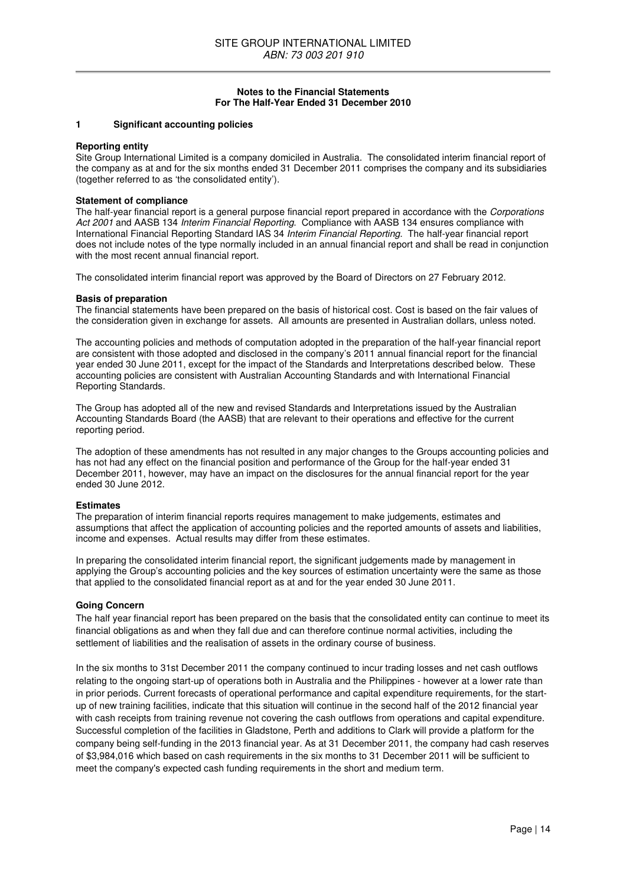**Notes to the Financial Statements**
**For The Half-Year Ended 31 December 2010**

## 1 Significant accounting policies

**Reporting entity**

Site Group International Limited is a company domiciled in Australia. The consolidated interim financial report of the company as at and for the six months ended 31 December 2011 comprises the company and its subsidiaries (together referred to as 'the consolidated entity').

**Statement of compliance**

The half-year financial report is a general purpose financial report prepared in accordance with the *Corporations Act 2001* and AASB 134 *Interim Financial Reporting*. Compliance with AASB 134 ensures compliance with International Financial Reporting Standard IAS 34 *Interim Financial Reporting*. The half-year financial report does not include notes of the type normally included in an annual financial report and shall be read in conjunction with the most recent annual financial report.

The consolidated interim financial report was approved by the Board of Directors on 27 February 2012.

**Basis of preparation**

The financial statements have been prepared on the basis of historical cost. Cost is based on the fair values of the consideration given in exchange for assets. All amounts are presented in Australian dollars, unless noted.

The accounting policies and methods of computation adopted in the preparation of the half-year financial report are consistent with those adopted and disclosed in the company's 2011 annual financial report for the financial year ended 30 June 2011, except for the impact of the Standards and Interpretations described below. These accounting policies are consistent with Australian Accounting Standards and with International Financial Reporting Standards.

The Group has adopted all of the new and revised Standards and Interpretations issued by the Australian Accounting Standards Board (the AASB) that are relevant to their operations and effective for the current reporting period.

The adoption of these amendments has not resulted in any major changes to the Groups accounting policies and has not had any effect on the financial position and performance of the Group for the half-year ended 31 December 2011, however, may have an impact on the disclosures for the annual financial report for the year ended 30 June 2012.

**Estimates**

The preparation of interim financial reports requires management to make judgements, estimates and assumptions that affect the application of accounting policies and the reported amounts of assets and liabilities, income and expenses. Actual results may differ from these estimates.

In preparing the consolidated interim financial report, the significant judgements made by management in applying the Group's accounting policies and the key sources of estimation uncertainty were the same as those that applied to the consolidated financial report as at and for the year ended 30 June 2011.

**Going Concern**

The half year financial report has been prepared on the basis that the consolidated entity can continue to meet its financial obligations as and when they fall due and can therefore continue normal activities, including the settlement of liabilities and the realisation of assets in the ordinary course of business.

In the six months to 31st December 2011 the company continued to incur trading losses and net cash outflows relating to the ongoing start-up of operations both in Australia and the Philippines - however at a lower rate than in prior periods. Current forecasts of operational performance and capital expenditure requirements, for the start-up of new training facilities, indicate that this situation will continue in the second half of the 2012 financial year with cash receipts from training revenue not covering the cash outflows from operations and capital expenditure. Successful completion of the facilities in Gladstone, Perth and additions to Clark will provide a platform for the company being self-funding in the 2013 financial year. As at 31 December 2011, the company had cash reserves of $3,984,016 which based on cash requirements in the six months to 31 December 2011 will be sufficient to meet the company's expected cash funding requirements in the short and medium term.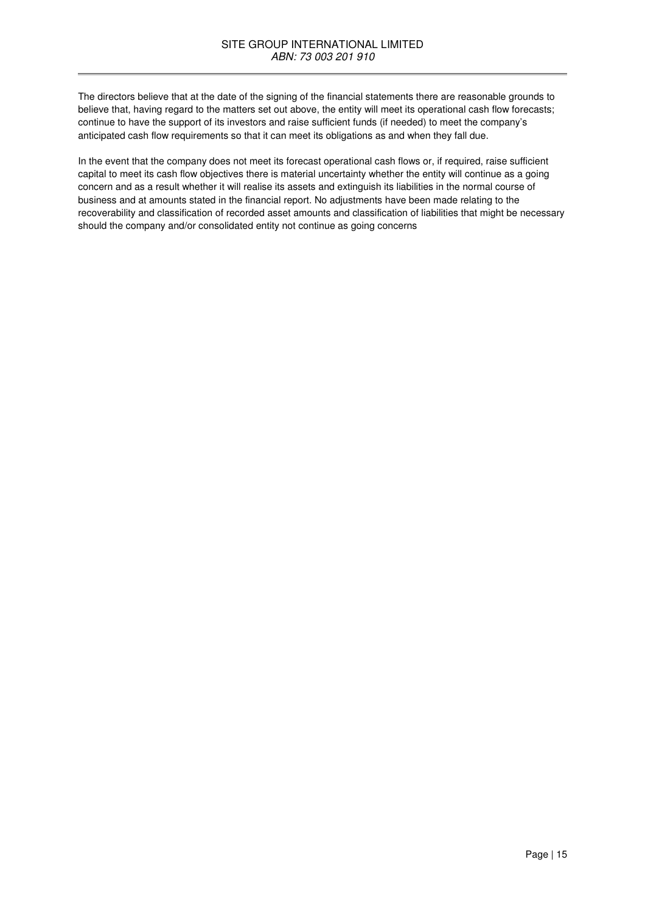The directors believe that at the date of the signing of the financial statements there are reasonable grounds to believe that, having regard to the matters set out above, the entity will meet its operational cash flow forecasts; continue to have the support of its investors and raise sufficient funds (if needed) to meet the company's anticipated cash flow requirements so that it can meet its obligations as and when they fall due.

In the event that the company does not meet its forecast operational cash flows or, if required, raise sufficient capital to meet its cash flow objectives there is material uncertainty whether the entity will continue as a going concern and as a result whether it will realise its assets and extinguish its liabilities in the normal course of business and at amounts stated in the financial report. No adjustments have been made relating to the recoverability and classification of recorded asset amounts and classification of liabilities that might be necessary should the company and/or consolidated entity not continue as going concerns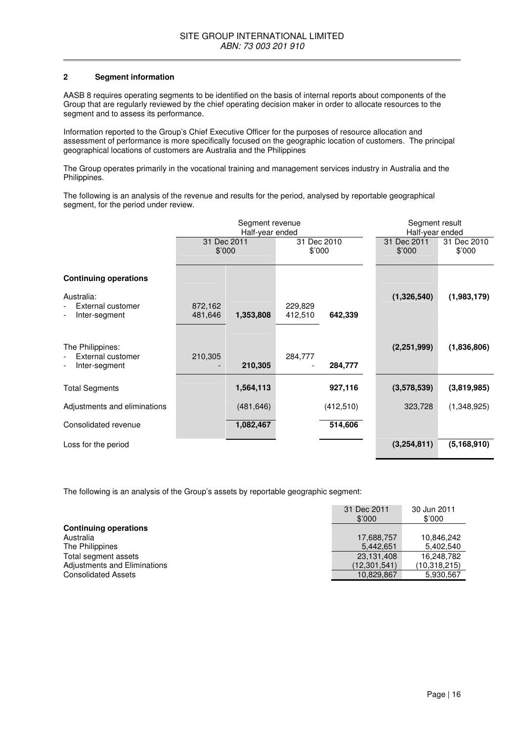SITE GROUP INTERNATIONAL LIMITED
*ABN: 73 003 201 910*

## 2 Segment information

AASB 8 requires operating segments to be identified on the basis of internal reports about components of the Group that are regularly reviewed by the chief operating decision maker in order to allocate resources to the segment and to assess its performance.

Information reported to the Group's Chief Executive Officer for the purposes of resource allocation and assessment of performance is more specifically focused on the geographic location of customers. The principal geographical locations of customers are Australia and the Philippines

The Group operates primarily in the vocational training and management services industry in Australia and the Philippines.

The following is an analysis of the revenue and results for the period, analysed by reportable geographical segment, for the period under review.

| | Segment revenue Half-year ended | | | | Segment result Half-year ended | |
|---|---|---|---|---|---|---|
| | 31 Dec 2011 $'000 | | 31 Dec 2010 $'000 | | 31 Dec 2011 $'000 | 31 Dec 2010 $'000 |
| **Continuing operations** | | | | | | |
| Australia: | | | | | **(1,326,540)** | **(1,983,179)** |
| - External customer | 872,162 | | 229,829 | | | |
| - Inter-segment | 481,646 | **1,353,808** | 412,510 | **642,339** | | |
| The Philippines: | | | | | **(2,251,999)** | **(1,836,806)** |
| - External customer | 210,305 | | 284,777 | | | |
| - Inter-segment | - | **210,305** | - | **284,777** | | |
| Total Segments | | **1,564,113** | | **927,116** | **(3,578,539)** | **(3,819,985)** |
| Adjustments and eliminations | | (481,646) | | (412,510) | 323,728 | (1,348,925) |
| Consolidated revenue | | **1,082,467** | | **514,606** | | |
| Loss for the period | | | | | **(3,254,811)** | **(5,168,910)** |

The following is an analysis of the Group's assets by reportable geographic segment:

| | 31 Dec 2011 $'000 | 30 Jun 2011 $'000 |
|---|---|---|
| **Continuing operations** | | |
| Australia | 17,688,757 | 10,846,242 |
| The Philippines | 5,442,651 | 5,402,540 |
| Total segment assets | 23,131,408 | 16,248,782 |
| Adjustments and Eliminations | (12,301,541) | (10,318,215) |
| Consolidated Assets | 10,829,867 | 5,930,567 |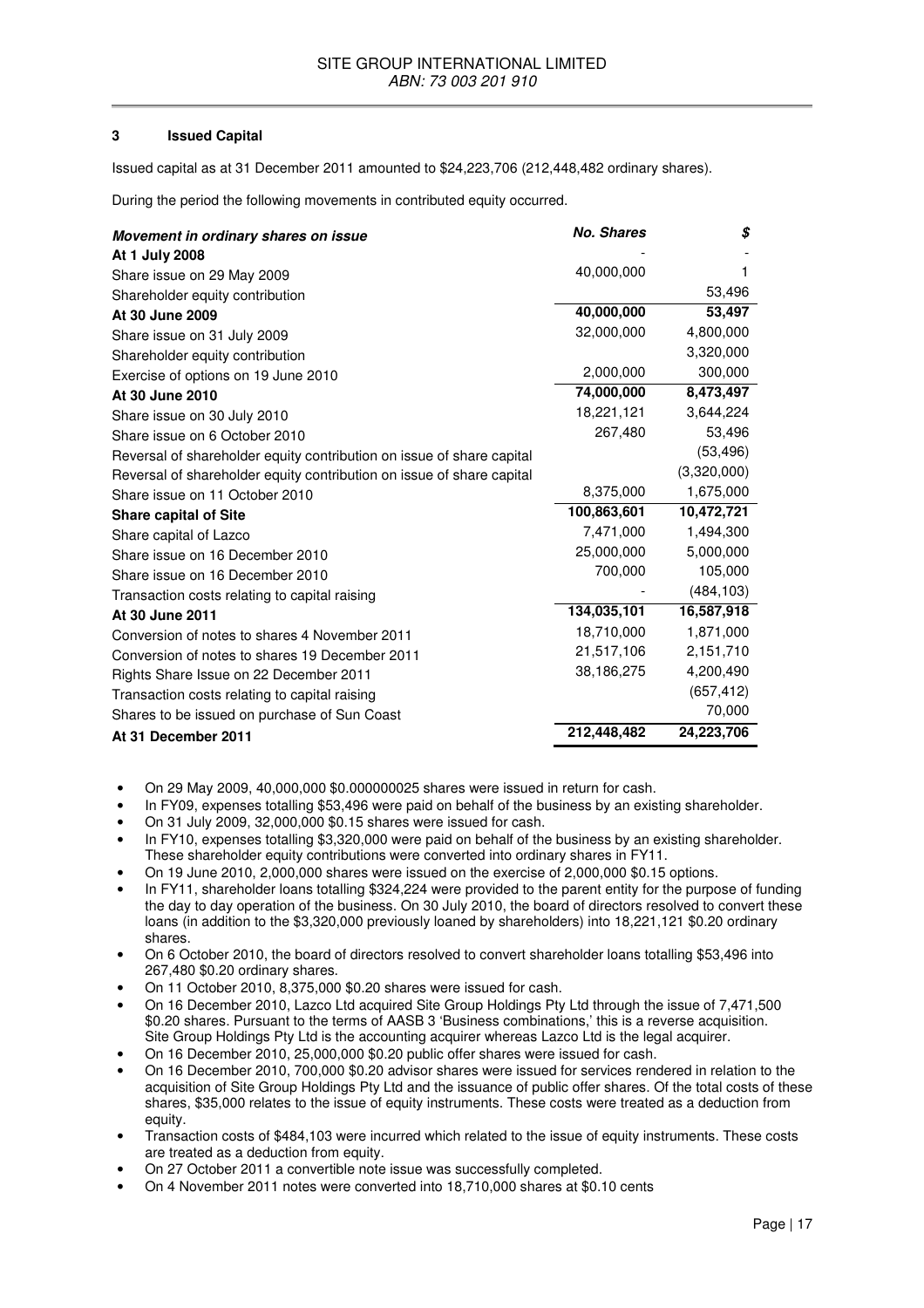### 3 Issued Capital

Issued capital as at 31 December 2011 amounted to $24,223,706 (212,448,482 ordinary shares).

During the period the following movements in contributed equity occurred.

| *Movement in ordinary shares on issue* | *No. Shares* | *$* |
|---|---|---|
| **At 1 July 2008** | - | - |
| Share issue on 29 May 2009 | 40,000,000 | 1 |
| Shareholder equity contribution | | 53,496 |
| **At 30 June 2009** | **40,000,000** | **53,497** |
| Share issue on 31 July 2009 | 32,000,000 | 4,800,000 |
| Shareholder equity contribution | | 3,320,000 |
| Exercise of options on 19 June 2010 | 2,000,000 | 300,000 |
| **At 30 June 2010** | **74,000,000** | **8,473,497** |
| Share issue on 30 July 2010 | 18,221,121 | 3,644,224 |
| Share issue on 6 October 2010 | 267,480 | 53,496 |
| Reversal of shareholder equity contribution on issue of share capital | | (53,496) |
| Reversal of shareholder equity contribution on issue of share capital | | (3,320,000) |
| Share issue on 11 October 2010 | 8,375,000 | 1,675,000 |
| **Share capital of Site** | **100,863,601** | **10,472,721** |
| Share capital of Lazco | 7,471,000 | 1,494,300 |
| Share issue on 16 December 2010 | 25,000,000 | 5,000,000 |
| Share issue on 16 December 2010 | 700,000 | 105,000 |
| Transaction costs relating to capital raising | - | (484,103) |
| **At 30 June 2011** | **134,035,101** | **16,587,918** |
| Conversion of notes to shares 4 November 2011 | 18,710,000 | 1,871,000 |
| Conversion of notes to shares 19 December 2011 | 21,517,106 | 2,151,710 |
| Rights Share Issue on 22 December 2011 | 38,186,275 | 4,200,490 |
| Transaction costs relating to capital raising | | (657,412) |
| Shares to be issued on purchase of Sun Coast | | 70,000 |
| **At 31 December 2011** | **212,448,482** | **24,223,706** |

- On 29 May 2009, 40,000,000 $0.000000025 shares were issued in return for cash.
- In FY09, expenses totalling $53,496 were paid on behalf of the business by an existing shareholder.
- On 31 July 2009, 32,000,000 $0.15 shares were issued for cash.
- In FY10, expenses totalling $3,320,000 were paid on behalf of the business by an existing shareholder. These shareholder equity contributions were converted into ordinary shares in FY11.
- On 19 June 2010, 2,000,000 shares were issued on the exercise of 2,000,000 $0.15 options.
- In FY11, shareholder loans totalling $324,224 were provided to the parent entity for the purpose of funding the day to day operation of the business. On 30 July 2010, the board of directors resolved to convert these loans (in addition to the $3,320,000 previously loaned by shareholders) into 18,221,121 $0.20 ordinary shares.
- On 6 October 2010, the board of directors resolved to convert shareholder loans totalling $53,496 into 267,480 $0.20 ordinary shares.
- On 11 October 2010, 8,375,000 $0.20 shares were issued for cash.
- On 16 December 2010, Lazco Ltd acquired Site Group Holdings Pty Ltd through the issue of 7,471,500 $0.20 shares. Pursuant to the terms of AASB 3 'Business combinations,' this is a reverse acquisition. Site Group Holdings Pty Ltd is the accounting acquirer whereas Lazco Ltd is the legal acquirer.
- On 16 December 2010, 25,000,000 $0.20 public offer shares were issued for cash.
- On 16 December 2010, 700,000 $0.20 advisor shares were issued for services rendered in relation to the acquisition of Site Group Holdings Pty Ltd and the issuance of public offer shares. Of the total costs of these shares, $35,000 relates to the issue of equity instruments. These costs were treated as a deduction from equity.
- Transaction costs of $484,103 were incurred which related to the issue of equity instruments. These costs are treated as a deduction from equity.
- On 27 October 2011 a convertible note issue was successfully completed.
- On 4 November 2011 notes were converted into 18,710,000 shares at $0.10 cents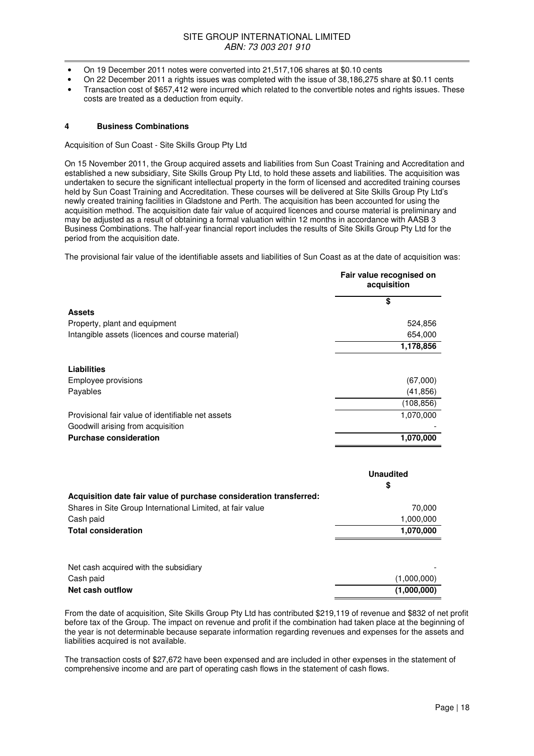- On 19 December 2011 notes were converted into 21,517,106 shares at $0.10 cents
- On 22 December 2011 a rights issues was completed with the issue of 38,186,275 share at $0.11 cents
- Transaction cost of $657,412 were incurred which related to the convertible notes and rights issues. These costs are treated as a deduction from equity.

## 4 Business Combinations

Acquisition of Sun Coast - Site Skills Group Pty Ltd

On 15 November 2011, the Group acquired assets and liabilities from Sun Coast Training and Accreditation and established a new subsidiary, Site Skills Group Pty Ltd, to hold these assets and liabilities. The acquisition was undertaken to secure the significant intellectual property in the form of licensed and accredited training courses held by Sun Coast Training and Accreditation. These courses will be delivered at Site Skills Group Pty Ltd's newly created training facilities in Gladstone and Perth. The acquisition has been accounted for using the acquisition method. The acquisition date fair value of acquired licences and course material is preliminary and may be adjusted as a result of obtaining a formal valuation within 12 months in accordance with AASB 3 Business Combinations. The half-year financial report includes the results of Site Skills Group Pty Ltd for the period from the acquisition date.

The provisional fair value of the identifiable assets and liabilities of Sun Coast as at the date of acquisition was:

| | Fair value recognised on acquisition |
|---|---|
| | $ |
| **Assets** | |
| Property, plant and equipment | 524,856 |
| Intangible assets (licences and course material) | 654,000 |
| | **1,178,856** |
| **Liabilities** | |
| Employee provisions | (67,000) |
| Payables | (41,856) |
| | (108,856) |
| Provisional fair value of identifiable net assets | 1,070,000 |
| Goodwill arising from acquisition | - |
| **Purchase consideration** | **1,070,000** |

| | Unaudited |
|---|---|
| | $ |
| **Acquisition date fair value of purchase consideration transferred:** | |
| Shares in Site Group International Limited, at fair value | 70,000 |
| Cash paid | 1,000,000 |
| **Total consideration** | **1,070,000** |
| | |
| Net cash acquired with the subsidiary | - |
| Cash paid | (1,000,000) |
| **Net cash outflow** | **(1,000,000)** |

From the date of acquisition, Site Skills Group Pty Ltd has contributed $219,119 of revenue and $832 of net profit before tax of the Group. The impact on revenue and profit if the combination had taken place at the beginning of the year is not determinable because separate information regarding revenues and expenses for the assets and liabilities acquired is not available.

The transaction costs of $27,672 have been expensed and are included in other expenses in the statement of comprehensive income and are part of operating cash flows in the statement of cash flows.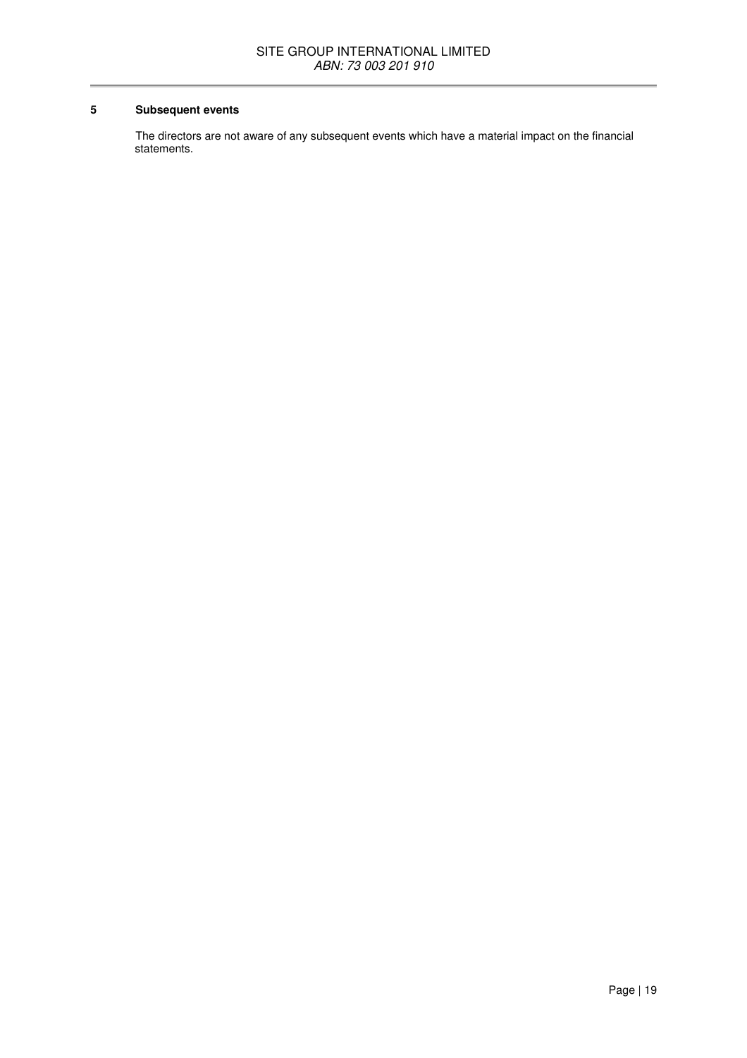## 5 Subsequent events

The directors are not aware of any subsequent events which have a material impact on the financial statements.